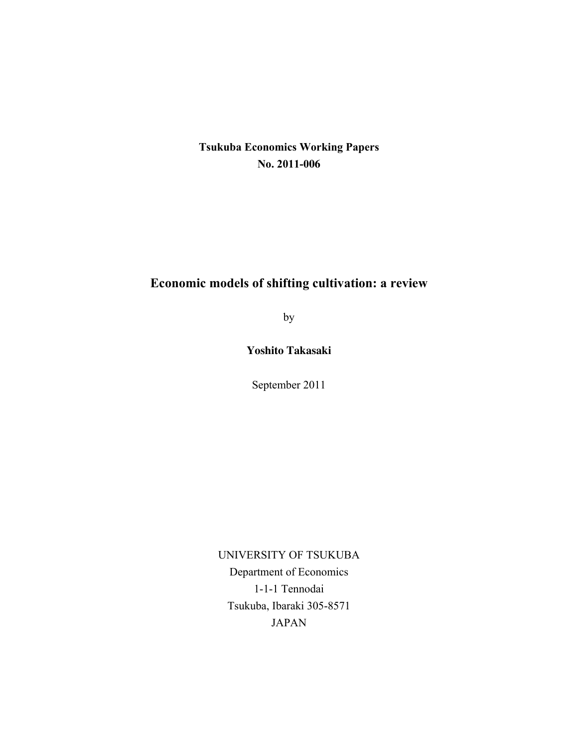**Tsukuba Economics Working Papers**
**No. 2011-006**

# Economic models of shifting cultivation: a review

by

**Yoshito Takasaki**

September 2011

UNIVERSITY OF TSUKUBA
Department of Economics
1-1-1 Tennodai
Tsukuba, Ibaraki 305-8571
JAPAN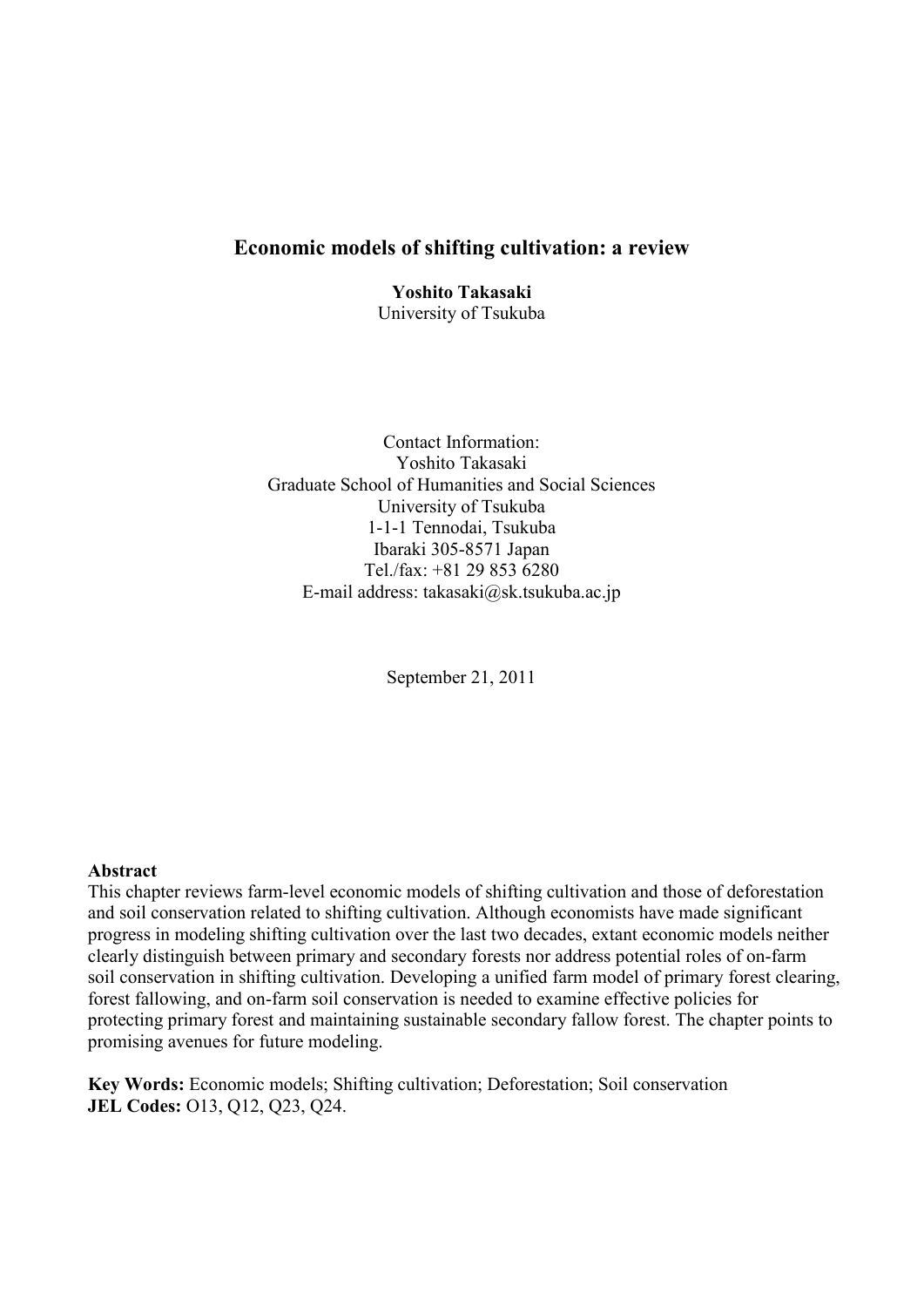# Economic models of shifting cultivation: a review

**Yoshito Takasaki**
University of Tsukuba

Contact Information:
Yoshito Takasaki
Graduate School of Humanities and Social Sciences
University of Tsukuba
1-1-1 Tennodai, Tsukuba
Ibaraki 305-8571 Japan
Tel./fax: +81 29 853 6280
E-mail address: takasaki@sk.tsukuba.ac.jp

September 21, 2011

**Abstract**

This chapter reviews farm-level economic models of shifting cultivation and those of deforestation and soil conservation related to shifting cultivation. Although economists have made significant progress in modeling shifting cultivation over the last two decades, extant economic models neither clearly distinguish between primary and secondary forests nor address potential roles of on-farm soil conservation in shifting cultivation. Developing a unified farm model of primary forest clearing, forest fallowing, and on-farm soil conservation is needed to examine effective policies for protecting primary forest and maintaining sustainable secondary fallow forest. The chapter points to promising avenues for future modeling.

**Key Words:** Economic models; Shifting cultivation; Deforestation; Soil conservation
**JEL Codes:** O13, Q12, Q23, Q24.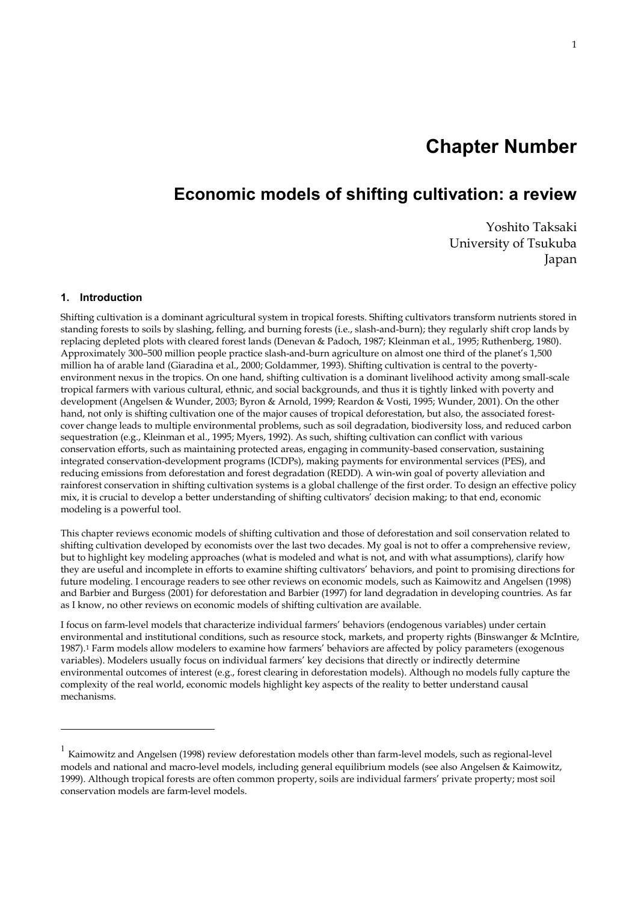# Chapter Number

## Economic models of shifting cultivation: a review

Yoshito Taksaki
University of Tsukuba
Japan

### 1. Introduction

Shifting cultivation is a dominant agricultural system in tropical forests. Shifting cultivators transform nutrients stored in standing forests to soils by slashing, felling, and burning forests (i.e., slash-and-burn); they regularly shift crop lands by replacing depleted plots with cleared forest lands (Denevan & Padoch, 1987; Kleinman et al., 1995; Ruthenberg, 1980). Approximately 300–500 million people practice slash-and-burn agriculture on almost one third of the planet's 1,500 million ha of arable land (Giaradina et al., 2000; Goldammer, 1993). Shifting cultivation is central to the poverty-environment nexus in the tropics. On one hand, shifting cultivation is a dominant livelihood activity among small-scale tropical farmers with various cultural, ethnic, and social backgrounds, and thus it is tightly linked with poverty and development (Angelsen & Wunder, 2003; Byron & Arnold, 1999; Reardon & Vosti, 1995; Wunder, 2001). On the other hand, not only is shifting cultivation one of the major causes of tropical deforestation, but also, the associated forest-cover change leads to multiple environmental problems, such as soil degradation, biodiversity loss, and reduced carbon sequestration (e.g., Kleinman et al., 1995; Myers, 1992). As such, shifting cultivation can conflict with various conservation efforts, such as maintaining protected areas, engaging in community-based conservation, sustaining integrated conservation-development programs (ICDPs), making payments for environmental services (PES), and reducing emissions from deforestation and forest degradation (REDD). A win-win goal of poverty alleviation and rainforest conservation in shifting cultivation systems is a global challenge of the first order. To design an effective policy mix, it is crucial to develop a better understanding of shifting cultivators' decision making; to that end, economic modeling is a powerful tool.

This chapter reviews economic models of shifting cultivation and those of deforestation and soil conservation related to shifting cultivation developed by economists over the last two decades. My goal is not to offer a comprehensive review, but to highlight key modeling approaches (what is modeled and what is not, and with what assumptions), clarify how they are useful and incomplete in efforts to examine shifting cultivators' behaviors, and point to promising directions for future modeling. I encourage readers to see other reviews on economic models, such as Kaimowitz and Angelsen (1998) and Barbier and Burgess (2001) for deforestation and Barbier (1997) for land degradation in developing countries. As far as I know, no other reviews on economic models of shifting cultivation are available.

I focus on farm-level models that characterize individual farmers' behaviors (endogenous variables) under certain environmental and institutional conditions, such as resource stock, markets, and property rights (Binswanger & McIntire, 1987).[1] Farm models allow modelers to examine how farmers' behaviors are affected by policy parameters (exogenous variables). Modelers usually focus on individual farmers' key decisions that directly or indirectly determine environmental outcomes of interest (e.g., forest clearing in deforestation models). Although no models fully capture the complexity of the real world, economic models highlight key aspects of the reality to better understand causal mechanisms.

---

[1] Kaimowitz and Angelsen (1998) review deforestation models other than farm-level models, such as regional-level models and national and macro-level models, including general equilibrium models (see also Angelsen & Kaimowitz, 1999). Although tropical forests are often common property, soils are individual farmers' private property; most soil conservation models are farm-level models.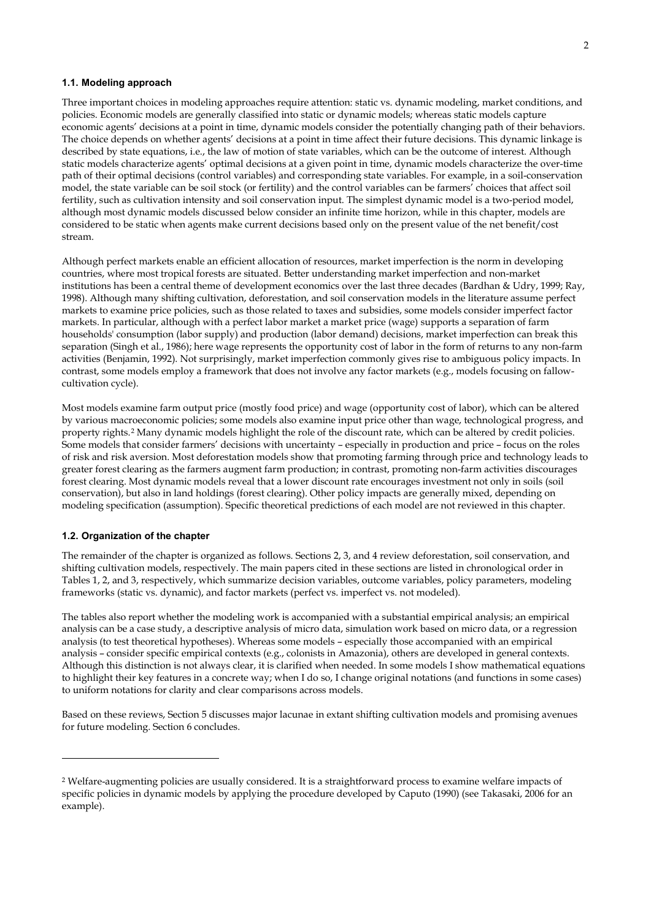### 1.1. Modeling approach

Three important choices in modeling approaches require attention: static vs. dynamic modeling, market conditions, and policies. Economic models are generally classified into static or dynamic models; whereas static models capture economic agents' decisions at a point in time, dynamic models consider the potentially changing path of their behaviors. The choice depends on whether agents' decisions at a point in time affect their future decisions. This dynamic linkage is described by state equations, i.e., the law of motion of state variables, which can be the outcome of interest. Although static models characterize agents' optimal decisions at a given point in time, dynamic models characterize the over-time path of their optimal decisions (control variables) and corresponding state variables. For example, in a soil-conservation model, the state variable can be soil stock (or fertility) and the control variables can be farmers' choices that affect soil fertility, such as cultivation intensity and soil conservation input. The simplest dynamic model is a two-period model, although most dynamic models discussed below consider an infinite time horizon, while in this chapter, models are considered to be static when agents make current decisions based only on the present value of the net benefit/cost stream.

Although perfect markets enable an efficient allocation of resources, market imperfection is the norm in developing countries, where most tropical forests are situated. Better understanding market imperfection and non-market institutions has been a central theme of development economics over the last three decades (Bardhan & Udry, 1999; Ray, 1998). Although many shifting cultivation, deforestation, and soil conservation models in the literature assume perfect markets to examine price policies, such as those related to taxes and subsidies, some models consider imperfect factor markets. In particular, although with a perfect labor market a market price (wage) supports a separation of farm households' consumption (labor supply) and production (labor demand) decisions, market imperfection can break this separation (Singh et al., 1986); here wage represents the opportunity cost of labor in the form of returns to any non-farm activities (Benjamin, 1992). Not surprisingly, market imperfection commonly gives rise to ambiguous policy impacts. In contrast, some models employ a framework that does not involve any factor markets (e.g., models focusing on fallow-cultivation cycle).

Most models examine farm output price (mostly food price) and wage (opportunity cost of labor), which can be altered by various macroeconomic policies; some models also examine input price other than wage, technological progress, and property rights.[2] Many dynamic models highlight the role of the discount rate, which can be altered by credit policies. Some models that consider farmers' decisions with uncertainty – especially in production and price – focus on the roles of risk and risk aversion. Most deforestation models show that promoting farming through price and technology leads to greater forest clearing as the farmers augment farm production; in contrast, promoting non-farm activities discourages forest clearing. Most dynamic models reveal that a lower discount rate encourages investment not only in soils (soil conservation), but also in land holdings (forest clearing). Other policy impacts are generally mixed, depending on modeling specification (assumption). Specific theoretical predictions of each model are not reviewed in this chapter.

### 1.2. Organization of the chapter

The remainder of the chapter is organized as follows. Sections 2, 3, and 4 review deforestation, soil conservation, and shifting cultivation models, respectively. The main papers cited in these sections are listed in chronological order in Tables 1, 2, and 3, respectively, which summarize decision variables, outcome variables, policy parameters, modeling frameworks (static vs. dynamic), and factor markets (perfect vs. imperfect vs. not modeled).

The tables also report whether the modeling work is accompanied with a substantial empirical analysis; an empirical analysis can be a case study, a descriptive analysis of micro data, simulation work based on micro data, or a regression analysis (to test theoretical hypotheses). Whereas some models – especially those accompanied with an empirical analysis – consider specific empirical contexts (e.g., colonists in Amazonia), others are developed in general contexts. Although this distinction is not always clear, it is clarified when needed. In some models I show mathematical equations to highlight their key features in a concrete way; when I do so, I change original notations (and functions in some cases) to uniform notations for clarity and clear comparisons across models.

Based on these reviews, Section 5 discusses major lacunae in extant shifting cultivation models and promising avenues for future modeling. Section 6 concludes.

---

[2] Welfare-augmenting policies are usually considered. It is a straightforward process to examine welfare impacts of specific policies in dynamic models by applying the procedure developed by Caputo (1990) (see Takasaki, 2006 for an example).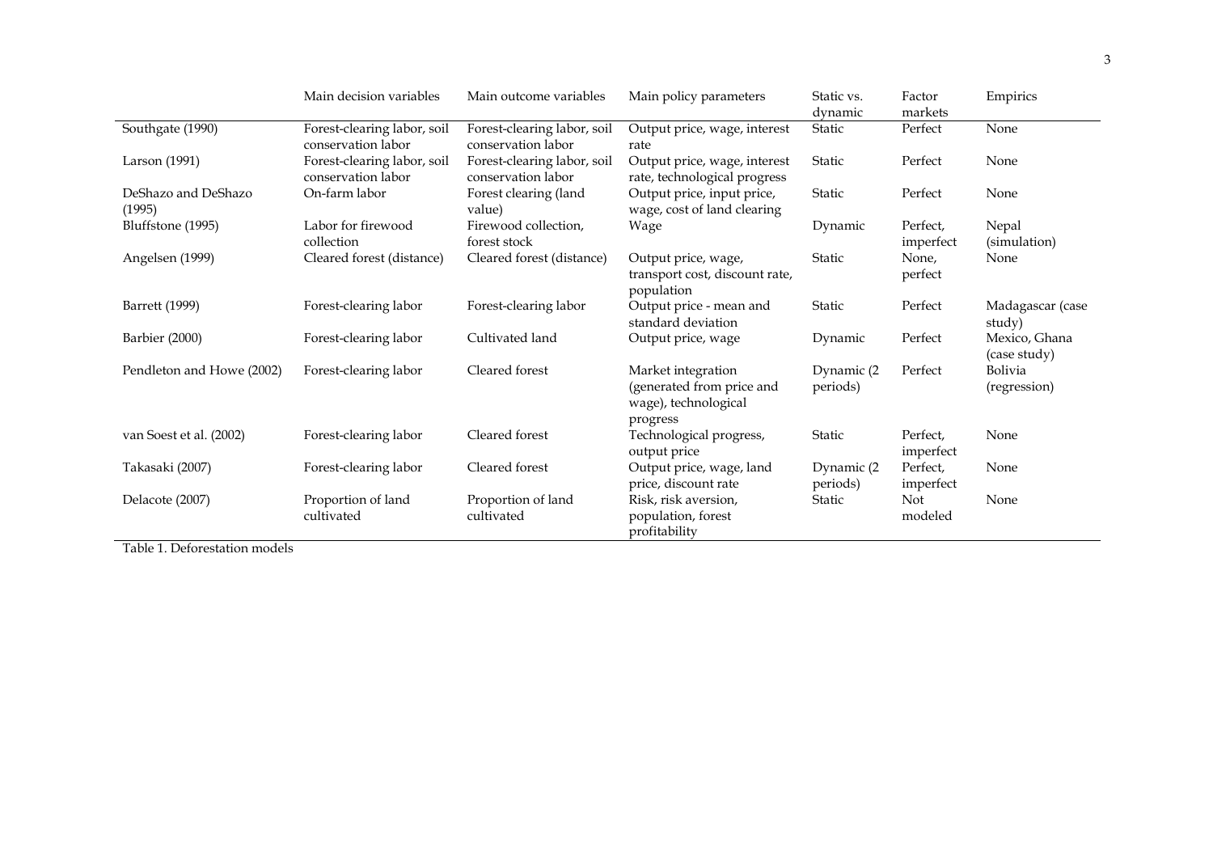|  | Main decision variables | Main outcome variables | Main policy parameters | Static vs. dynamic | Factor markets | Empirics |
|---|---|---|---|---|---|---|
| Southgate (1990) | Forest-clearing labor, soil conservation labor | Forest-clearing labor, soil conservation labor | Output price, wage, interest rate | Static | Perfect | None |
| Larson (1991) | Forest-clearing labor, soil conservation labor | Forest-clearing labor, soil conservation labor | Output price, wage, interest rate, technological progress | Static | Perfect | None |
| DeShazo and DeShazo (1995) | On-farm labor | Forest clearing (land value) | Output price, input price, wage, cost of land clearing | Static | Perfect | None |
| Bluffstone (1995) | Labor for firewood collection | Firewood collection, forest stock | Wage | Dynamic | Perfect, imperfect | Nepal (simulation) |
| Angelsen (1999) | Cleared forest (distance) | Cleared forest (distance) | Output price, wage, transport cost, discount rate, population | Static | None, perfect | None |
| Barrett (1999) | Forest-clearing labor | Forest-clearing labor | Output price - mean and standard deviation | Static | Perfect | Madagascar (case study) |
| Barbier (2000) | Forest-clearing labor | Cultivated land | Output price, wage | Dynamic | Perfect | Mexico, Ghana (case study) |
| Pendleton and Howe (2002) | Forest-clearing labor | Cleared forest | Market integration (generated from price and wage), technological progress | Dynamic (2 periods) | Perfect | Bolivia (regression) |
| van Soest et al. (2002) | Forest-clearing labor | Cleared forest | Technological progress, output price | Static | Perfect, imperfect | None |
| Takasaki (2007) | Forest-clearing labor | Cleared forest | Output price, wage, land price, discount rate | Dynamic (2 periods) | Perfect, imperfect | None |
| Delacote (2007) | Proportion of land cultivated | Proportion of land cultivated | Risk, risk aversion, population, forest profitability | Static | Not modeled | None |

Table 1. Deforestation models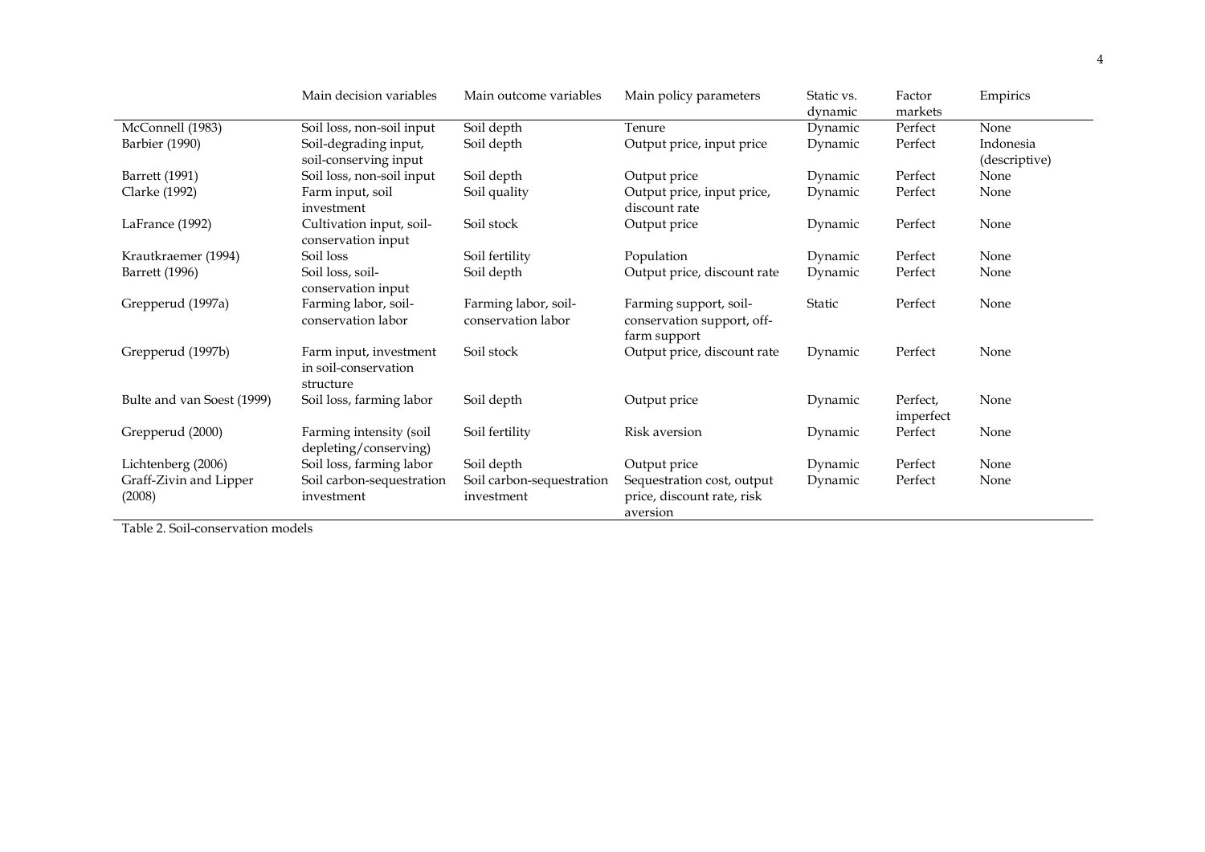| | Main decision variables | Main outcome variables | Main policy parameters | Static vs. dynamic | Factor markets | Empirics |
|---|---|---|---|---|---|---|
| McConnell (1983) | Soil loss, non-soil input | Soil depth | Tenure | Dynamic | Perfect | None |
| Barbier (1990) | Soil-degrading input, soil-conserving input | Soil depth | Output price, input price | Dynamic | Perfect | Indonesia (descriptive) |
| Barrett (1991) | Soil loss, non-soil input | Soil depth | Output price | Dynamic | Perfect | None |
| Clarke (1992) | Farm input, soil investment | Soil quality | Output price, input price, discount rate | Dynamic | Perfect | None |
| LaFrance (1992) | Cultivation input, soil-conservation input | Soil stock | Output price | Dynamic | Perfect | None |
| Krautkraemer (1994) | Soil loss | Soil fertility | Population | Dynamic | Perfect | None |
| Barrett (1996) | Soil loss, soil-conservation input | Soil depth | Output price, discount rate | Dynamic | Perfect | None |
| Grepperud (1997a) | Farming labor, soil-conservation labor | Farming labor, soil-conservation labor | Farming support, soil-conservation support, off-farm support | Static | Perfect | None |
| Grepperud (1997b) | Farm input, investment in soil-conservation structure | Soil stock | Output price, discount rate | Dynamic | Perfect | None |
| Bulte and van Soest (1999) | Soil loss, farming labor | Soil depth | Output price | Dynamic | Perfect, imperfect | None |
| Grepperud (2000) | Farming intensity (soil depleting/conserving) | Soil fertility | Risk aversion | Dynamic | Perfect | None |
| Lichtenberg (2006) | Soil loss, farming labor | Soil depth | Output price | Dynamic | Perfect | None |
| Graff-Zivin and Lipper (2008) | Soil carbon-sequestration investment | Soil carbon-sequestration investment | Sequestration cost, output price, discount rate, risk aversion | Dynamic | Perfect | None |

Table 2. Soil-conservation models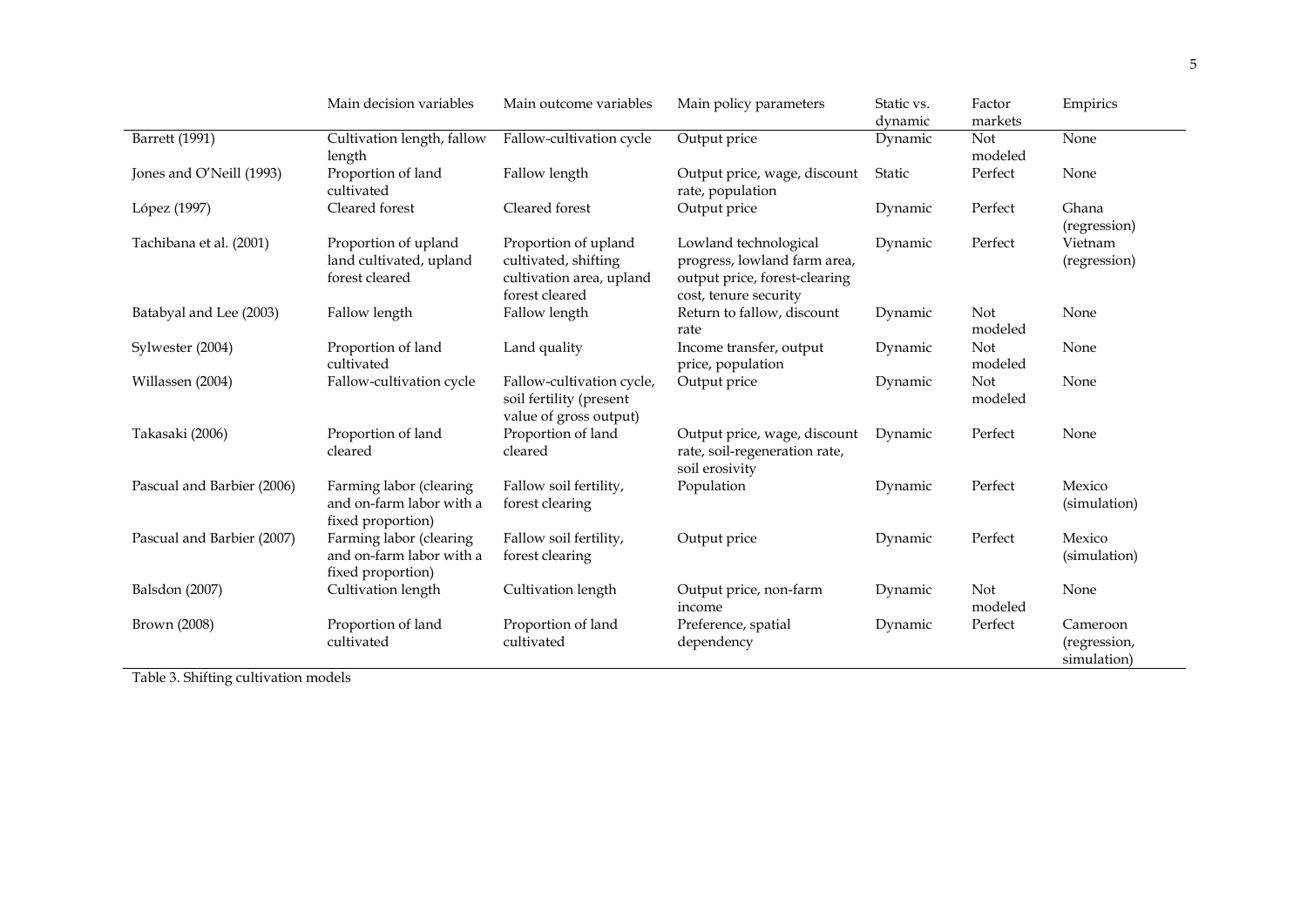| | Main decision variables | Main outcome variables | Main policy parameters | Static vs. dynamic | Factor markets | Empirics |
|---|---|---|---|---|---|---|
| Barrett (1991) | Cultivation length, fallow length | Fallow-cultivation cycle | Output price | Dynamic | Not modeled | None |
| Jones and O'Neill (1993) | Proportion of land cultivated | Fallow length | Output price, wage, discount rate, population | Static | Perfect | None |
| López (1997) | Cleared forest | Cleared forest | Output price | Dynamic | Perfect | Ghana (regression) |
| Tachibana et al. (2001) | Proportion of upland land cultivated, upland forest cleared | Proportion of upland cultivated, shifting cultivation area, upland forest cleared | Lowland technological progress, lowland farm area, output price, forest-clearing cost, tenure security | Dynamic | Perfect | Vietnam (regression) |
| Batabyal and Lee (2003) | Fallow length | Fallow length | Return to fallow, discount rate | Dynamic | Not modeled | None |
| Sylwester (2004) | Proportion of land cultivated | Land quality | Income transfer, output price, population | Dynamic | Not modeled | None |
| Willassen (2004) | Fallow-cultivation cycle | Fallow-cultivation cycle, soil fertility (present value of gross output) | Output price | Dynamic | Not modeled | None |
| Takasaki (2006) | Proportion of land cleared | Proportion of land cleared | Output price, wage, discount rate, soil-regeneration rate, soil erosivity | Dynamic | Perfect | None |
| Pascual and Barbier (2006) | Farming labor (clearing and on-farm labor with a fixed proportion) | Fallow soil fertility, forest clearing | Population | Dynamic | Perfect | Mexico (simulation) |
| Pascual and Barbier (2007) | Farming labor (clearing and on-farm labor with a fixed proportion) | Fallow soil fertility, forest clearing | Output price | Dynamic | Perfect | Mexico (simulation) |
| Balsdon (2007) | Cultivation length | Cultivation length | Output price, non-farm income | Dynamic | Not modeled | None |
| Brown (2008) | Proportion of land cultivated | Proportion of land cultivated | Preference, spatial dependency | Dynamic | Perfect | Cameroon (regression, simulation) |

Table 3. Shifting cultivation models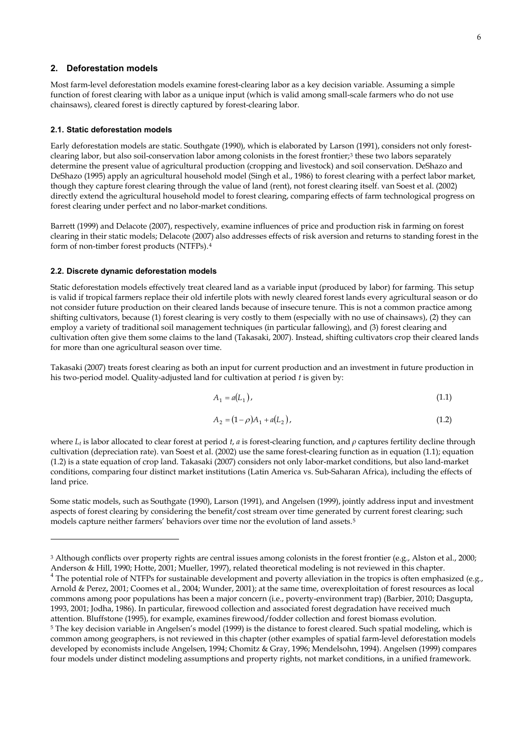## 2. Deforestation models

Most farm-level deforestation models examine forest-clearing labor as a key decision variable. Assuming a simple function of forest clearing with labor as a unique input (which is valid among small-scale farmers who do not use chainsaws), cleared forest is directly captured by forest-clearing labor.

### 2.1. Static deforestation models

Early deforestation models are static. Southgate (1990), which is elaborated by Larson (1991), considers not only forest-clearing labor, but also soil-conservation labor among colonists in the forest frontier;[3] these two labors separately determine the present value of agricultural production (cropping and livestock) and soil conservation. DeShazo and DeShazo (1995) apply an agricultural household model (Singh et al., 1986) to forest clearing with a perfect labor market, though they capture forest clearing through the value of land (rent), not forest clearing itself. van Soest et al. (2002) directly extend the agricultural household model to forest clearing, comparing effects of farm technological progress on forest clearing under perfect and no labor-market conditions.

Barrett (1999) and Delacote (2007), respectively, examine influences of price and production risk in farming on forest clearing in their static models; Delacote (2007) also addresses effects of risk aversion and returns to standing forest in the form of non-timber forest products (NTFPs).[4]

### 2.2. Discrete dynamic deforestation models

Static deforestation models effectively treat cleared land as a variable input (produced by labor) for farming. This setup is valid if tropical farmers replace their old infertile plots with newly cleared forest lands every agricultural season or do not consider future production on their cleared lands because of insecure tenure. This is not a common practice among shifting cultivators, because (1) forest clearing is very costly to them (especially with no use of chainsaws), (2) they can employ a variety of traditional soil management techniques (in particular fallowing), and (3) forest clearing and cultivation often give them some claims to the land (Takasaki, 2007). Instead, shifting cultivators crop their cleared lands for more than one agricultural season over time.

Takasaki (2007) treats forest clearing as both an input for current production and an investment in future production in his two-period model. Quality-adjusted land for cultivation at period *t* is given by:

$$A_1 = a(L_1), \tag{1.1}$$

$$A_2 = (1-\rho)A_1 + a(L_2), \tag{1.2}$$

where $L_t$ is labor allocated to clear forest at period *t*, $a$ is forest-clearing function, and $\rho$ captures fertility decline through cultivation (depreciation rate). van Soest et al. (2002) use the same forest-clearing function as in equation (1.1); equation (1.2) is a state equation of crop land. Takasaki (2007) considers not only labor-market conditions, but also land-market conditions, comparing four distinct market institutions (Latin America vs. Sub-Saharan Africa), including the effects of land price.

Some static models, such as Southgate (1990), Larson (1991), and Angelsen (1999), jointly address input and investment aspects of forest clearing by considering the benefit/cost stream over time generated by current forest clearing; such models capture neither farmers' behaviors over time nor the evolution of land assets.[5]

---

[3] Although conflicts over property rights are central issues among colonists in the forest frontier (e.g., Alston et al., 2000; Anderson & Hill, 1990; Hotte, 2001; Mueller, 1997), related theoretical modeling is not reviewed in this chapter.

[4] The potential role of NTFPs for sustainable development and poverty alleviation in the tropics is often emphasized (e.g., Arnold & Perez, 2001; Coomes et al., 2004; Wunder, 2001); at the same time, overexploitation of forest resources as local commons among poor populations has been a major concern (i.e., poverty-environment trap) (Barbier, 2010; Dasgupta, 1993, 2001; Jodha, 1986). In particular, firewood collection and associated forest degradation have received much attention. Bluffstone (1995), for example, examines firewood/fodder collection and forest biomass evolution.

[5] The key decision variable in Angelsen's model (1999) is the distance to forest cleared. Such spatial modeling, which is common among geographers, is not reviewed in this chapter (other examples of spatial farm-level deforestation models developed by economists include Angelsen, 1994; Chomitz & Gray, 1996; Mendelsohn, 1994). Angelsen (1999) compares four models under distinct modeling assumptions and property rights, not market conditions, in a unified framework.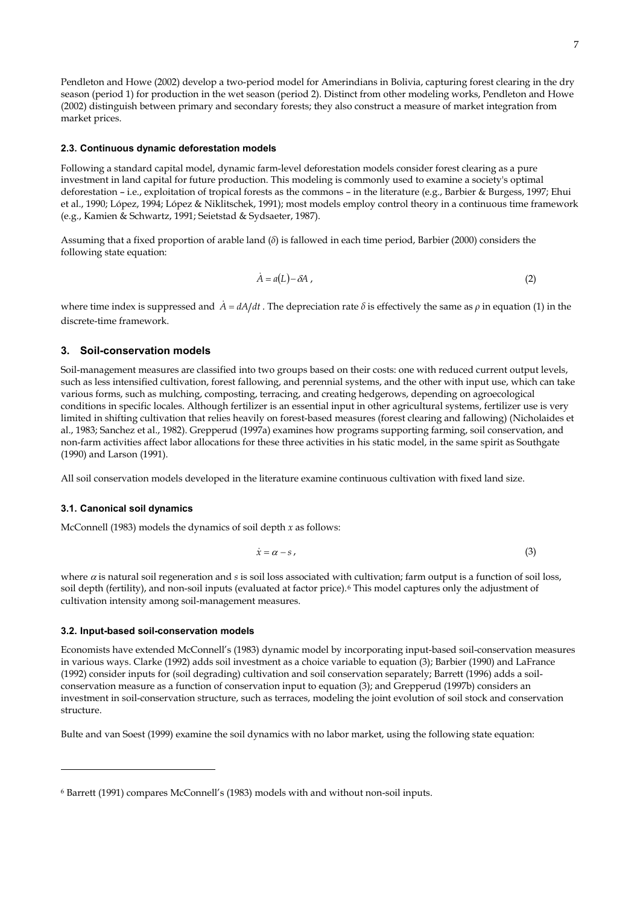Pendleton and Howe (2002) develop a two-period model for Amerindians in Bolivia, capturing forest clearing in the dry season (period 1) for production in the wet season (period 2). Distinct from other modeling works, Pendleton and Howe (2002) distinguish between primary and secondary forests; they also construct a measure of market integration from market prices.

#### 2.3. Continuous dynamic deforestation models

Following a standard capital model, dynamic farm-level deforestation models consider forest clearing as a pure investment in land capital for future production. This modeling is commonly used to examine a society's optimal deforestation – i.e., exploitation of tropical forests as the commons – in the literature (e.g., Barbier & Burgess, 1997; Ehui et al., 1990; López, 1994; López & Niklitschek, 1991); most models employ control theory in a continuous time framework (e.g., Kamien & Schwartz, 1991; Seietstad & Sydsaeter, 1987).

Assuming that a fixed proportion of arable land ($\delta$) is fallowed in each time period, Barbier (2000) considers the following state equation:

$$\dot{A} = a(L) - \delta A \,, \tag{2}$$

where time index is suppressed and $\dot{A} = dA/dt$. The depreciation rate $\delta$ is effectively the same as $\rho$ in equation (1) in the discrete-time framework.

## 3. Soil-conservation models

Soil-management measures are classified into two groups based on their costs: one with reduced current output levels, such as less intensified cultivation, forest fallowing, and perennial systems, and the other with input use, which can take various forms, such as mulching, composting, terracing, and creating hedgerows, depending on agroecological conditions in specific locales. Although fertilizer is an essential input in other agricultural systems, fertilizer use is very limited in shifting cultivation that relies heavily on forest-based measures (forest clearing and fallowing) (Nicholaides et al., 1983; Sanchez et al., 1982). Grepperud (1997a) examines how programs supporting farming, soil conservation, and non-farm activities affect labor allocations for these three activities in his static model, in the same spirit as Southgate (1990) and Larson (1991).

All soil conservation models developed in the literature examine continuous cultivation with fixed land size.

#### 3.1. Canonical soil dynamics

McConnell (1983) models the dynamics of soil depth $x$ as follows:

$$\dot{x} = \alpha - s \,, \tag{3}$$

where $\alpha$ is natural soil regeneration and $s$ is soil loss associated with cultivation; farm output is a function of soil loss, soil depth (fertility), and non-soil inputs (evaluated at factor price).[6] This model captures only the adjustment of cultivation intensity among soil-management measures.

#### 3.2. Input-based soil-conservation models

Economists have extended McConnell's (1983) dynamic model by incorporating input-based soil-conservation measures in various ways. Clarke (1992) adds soil investment as a choice variable to equation (3); Barbier (1990) and LaFrance (1992) consider inputs for (soil degrading) cultivation and soil conservation separately; Barrett (1996) adds a soil-conservation measure as a function of conservation input to equation (3); and Grepperud (1997b) considers an investment in soil-conservation structure, such as terraces, modeling the joint evolution of soil stock and conservation structure.

Bulte and van Soest (1999) examine the soil dynamics with no labor market, using the following state equation:

---

[6] Barrett (1991) compares McConnell's (1983) models with and without non-soil inputs.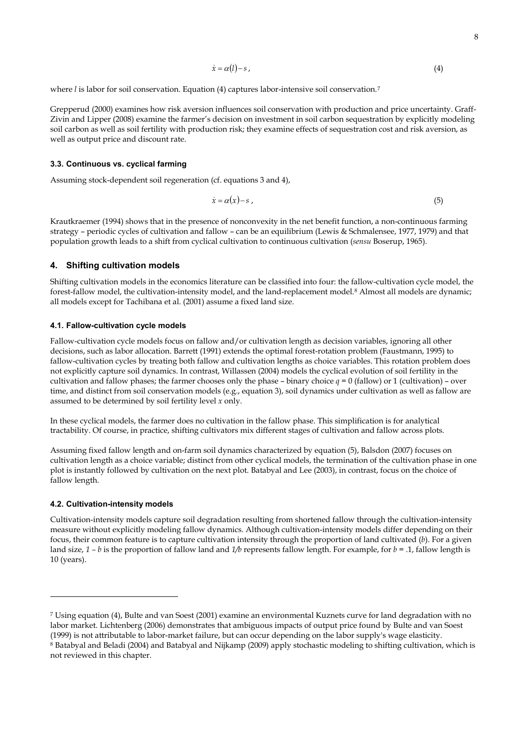$$\dot{x} = \alpha(l) - s\,, \tag{4}$$

where $l$ is labor for soil conservation. Equation (4) captures labor-intensive soil conservation.[7]

Grepperud (2000) examines how risk aversion influences soil conservation with production and price uncertainty. Graff-Zivin and Lipper (2008) examine the farmer's decision on investment in soil carbon sequestration by explicitly modeling soil carbon as well as soil fertility with production risk; they examine effects of sequestration cost and risk aversion, as well as output price and discount rate.

### 3.3. Continuous vs. cyclical farming

Assuming stock-dependent soil regeneration (cf. equations 3 and 4),

$$\dot{x} = \alpha(x) - s\,, \tag{5}$$

Krautkraemer (1994) shows that in the presence of nonconvexity in the net benefit function, a non-continuous farming strategy – periodic cycles of cultivation and fallow – can be an equilibrium (Lewis & Schmalensee, 1977, 1979) and that population growth leads to a shift from cyclical cultivation to continuous cultivation (*sensu* Boserup, 1965).

## 4. Shifting cultivation models

Shifting cultivation models in the economics literature can be classified into four: the fallow-cultivation cycle model, the forest-fallow model, the cultivation-intensity model, and the land-replacement model.[8] Almost all models are dynamic; all models except for Tachibana et al. (2001) assume a fixed land size.

### 4.1. Fallow-cultivation cycle models

Fallow-cultivation cycle models focus on fallow and/or cultivation length as decision variables, ignoring all other decisions, such as labor allocation. Barrett (1991) extends the optimal forest-rotation problem (Faustmann, 1995) to fallow-cultivation cycles by treating both fallow and cultivation lengths as choice variables. This rotation problem does not explicitly capture soil dynamics. In contrast, Willassen (2004) models the cyclical evolution of soil fertility in the cultivation and fallow phases; the farmer chooses only the phase – binary choice $q = 0$ (fallow) or 1 (cultivation) – over time, and distinct from soil conservation models (e.g., equation 3), soil dynamics under cultivation as well as fallow are assumed to be determined by soil fertility level $x$ only.

In these cyclical models, the farmer does no cultivation in the fallow phase. This simplification is for analytical tractability. Of course, in practice, shifting cultivators mix different stages of cultivation and fallow across plots.

Assuming fixed fallow length and on-farm soil dynamics characterized by equation (5), Balsdon (2007) focuses on cultivation length as a choice variable; distinct from other cyclical models, the termination of the cultivation phase in one plot is instantly followed by cultivation on the next plot. Batabyal and Lee (2003), in contrast, focus on the choice of fallow length.

### 4.2. Cultivation-intensity models

Cultivation-intensity models capture soil degradation resulting from shortened fallow through the cultivation-intensity measure without explicitly modeling fallow dynamics. Although cultivation-intensity models differ depending on their focus, their common feature is to capture cultivation intensity through the proportion of land cultivated ($b$). For a given land size, $1 - b$ is the proportion of fallow land and $1/b$ represents fallow length. For example, for $b = .1$, fallow length is 10 (years).

---

[7] Using equation (4), Bulte and van Soest (2001) examine an environmental Kuznets curve for land degradation with no labor market. Lichtenberg (2006) demonstrates that ambiguous impacts of output price found by Bulte and van Soest (1999) is not attributable to labor-market failure, but can occur depending on the labor supply's wage elasticity.

[8] Batabyal and Beladi (2004) and Batabyal and Nijkamp (2009) apply stochastic modeling to shifting cultivation, which is not reviewed in this chapter.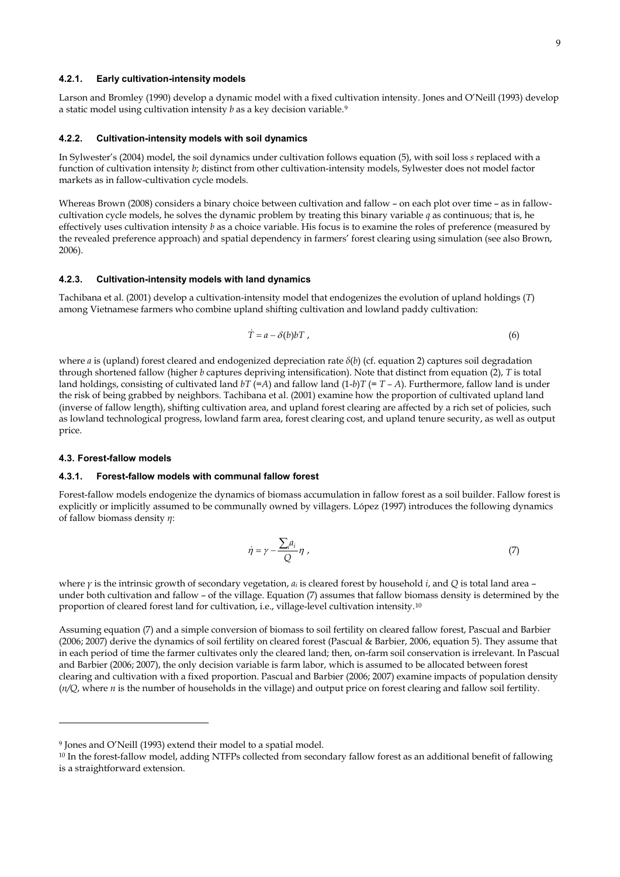#### 4.2.1. Early cultivation-intensity models

Larson and Bromley (1990) develop a dynamic model with a fixed cultivation intensity. Jones and O'Neill (1993) develop a static model using cultivation intensity $b$ as a key decision variable.[9]

#### 4.2.2. Cultivation-intensity models with soil dynamics

In Sylwester's (2004) model, the soil dynamics under cultivation follows equation (5), with soil loss $s$ replaced with a function of cultivation intensity $b$; distinct from other cultivation-intensity models, Sylwester does not model factor markets as in fallow-cultivation cycle models.

Whereas Brown (2008) considers a binary choice between cultivation and fallow – on each plot over time – as in fallow-cultivation cycle models, he solves the dynamic problem by treating this binary variable $q$ as continuous; that is, he effectively uses cultivation intensity $b$ as a choice variable. His focus is to examine the roles of preference (measured by the revealed preference approach) and spatial dependency in farmers' forest clearing using simulation (see also Brown, 2006).

#### 4.2.3. Cultivation-intensity models with land dynamics

Tachibana et al. (2001) develop a cultivation-intensity model that endogenizes the evolution of upland holdings ($T$) among Vietnamese farmers who combine upland shifting cultivation and lowland paddy cultivation:

$$\dot{T} = a - \delta(b)bT \, , \tag{6}$$

where $a$ is (upland) forest cleared and endogenized depreciation rate $\delta(b)$ (cf. equation 2) captures soil degradation through shortened fallow (higher $b$ captures depriving intensification). Note that distinct from equation (2), $T$ is total land holdings, consisting of cultivated land $bT$ (=$A$) and fallow land $(1\text{-}b)T$ (= $T - A$). Furthermore, fallow land is under the risk of being grabbed by neighbors. Tachibana et al. (2001) examine how the proportion of cultivated upland land (inverse of fallow length), shifting cultivation area, and upland forest clearing are affected by a rich set of policies, such as lowland technological progress, lowland farm area, forest clearing cost, and upland tenure security, as well as output price.

### 4.3. Forest-fallow models

#### 4.3.1. Forest-fallow models with communal fallow forest

Forest-fallow models endogenize the dynamics of biomass accumulation in fallow forest as a soil builder. Fallow forest is explicitly or implicitly assumed to be communally owned by villagers. López (1997) introduces the following dynamics of fallow biomass density $\eta$:

$$\dot{\eta} = \gamma - \frac{\sum_i a_i}{Q}\eta \, , \tag{7}$$

where $\gamma$ is the intrinsic growth of secondary vegetation, $a_i$ is cleared forest by household $i$, and $Q$ is total land area – under both cultivation and fallow – of the village. Equation (7) assumes that fallow biomass density is determined by the proportion of cleared forest land for cultivation, i.e., village-level cultivation intensity.[10]

Assuming equation (7) and a simple conversion of biomass to soil fertility on cleared fallow forest, Pascual and Barbier (2006; 2007) derive the dynamics of soil fertility on cleared forest (Pascual & Barbier, 2006, equation 5). They assume that in each period of time the farmer cultivates only the cleared land; then, on-farm soil conservation is irrelevant. In Pascual and Barbier (2006; 2007), the only decision variable is farm labor, which is assumed to be allocated between forest clearing and cultivation with a fixed proportion. Pascual and Barbier (2006; 2007) examine impacts of population density ($n/Q$, where $n$ is the number of households in the village) and output price on forest clearing and fallow soil fertility.

---

[9] Jones and O'Neill (1993) extend their model to a spatial model.

[10] In the forest-fallow model, adding NTFPs collected from secondary fallow forest as an additional benefit of fallowing is a straightforward extension.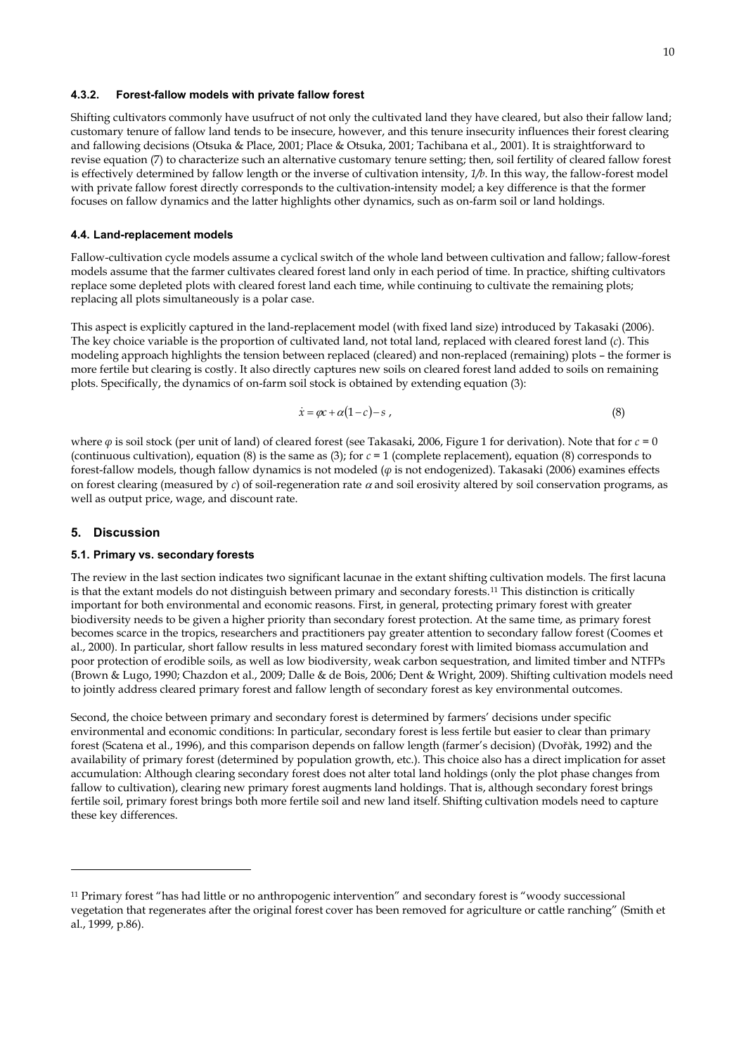#### 4.3.2. Forest-fallow models with private fallow forest

Shifting cultivators commonly have usufruct of not only the cultivated land they have cleared, but also their fallow land; customary tenure of fallow land tends to be insecure, however, and this tenure insecurity influences their forest clearing and fallowing decisions (Otsuka & Place, 2001; Place & Otsuka, 2001; Tachibana et al., 2001). It is straightforward to revise equation (7) to characterize such an alternative customary tenure setting; then, soil fertility of cleared fallow forest is effectively determined by fallow length or the inverse of cultivation intensity, $1/b$. In this way, the fallow-forest model with private fallow forest directly corresponds to the cultivation-intensity model; a key difference is that the former focuses on fallow dynamics and the latter highlights other dynamics, such as on-farm soil or land holdings.

### 4.4. Land-replacement models

Fallow-cultivation cycle models assume a cyclical switch of the whole land between cultivation and fallow; fallow-forest models assume that the farmer cultivates cleared forest land only in each period of time. In practice, shifting cultivators replace some depleted plots with cleared forest land each time, while continuing to cultivate the remaining plots; replacing all plots simultaneously is a polar case.

This aspect is explicitly captured in the land-replacement model (with fixed land size) introduced by Takasaki (2006). The key choice variable is the proportion of cultivated land, not total land, replaced with cleared forest land ($c$). This modeling approach highlights the tension between replaced (cleared) and non-replaced (remaining) plots – the former is more fertile but clearing is costly. It also directly captures new soils on cleared forest land added to soils on remaining plots. Specifically, the dynamics of on-farm soil stock is obtained by extending equation (3):

$$\dot{x} = \varphi c + \alpha(1-c) - s \,, \tag{8}$$

where $\varphi$ is soil stock (per unit of land) of cleared forest (see Takasaki, 2006, Figure 1 for derivation). Note that for $c = 0$ (continuous cultivation), equation (8) is the same as (3); for $c = 1$ (complete replacement), equation (8) corresponds to forest-fallow models, though fallow dynamics is not modeled ($\varphi$ is not endogenized). Takasaki (2006) examines effects on forest clearing (measured by $c$) of soil-regeneration rate $\alpha$ and soil erosivity altered by soil conservation programs, as well as output price, wage, and discount rate.

## 5. Discussion

### 5.1. Primary vs. secondary forests

The review in the last section indicates two significant lacunae in the extant shifting cultivation models. The first lacuna is that the extant models do not distinguish between primary and secondary forests.[11] This distinction is critically important for both environmental and economic reasons. First, in general, protecting primary forest with greater biodiversity needs to be given a higher priority than secondary forest protection. At the same time, as primary forest becomes scarce in the tropics, researchers and practitioners pay greater attention to secondary fallow forest (Coomes et al., 2000). In particular, short fallow results in less matured secondary forest with limited biomass accumulation and poor protection of erodible soils, as well as low biodiversity, weak carbon sequestration, and limited timber and NTFPs (Brown & Lugo, 1990; Chazdon et al., 2009; Dalle & de Bois, 2006; Dent & Wright, 2009). Shifting cultivation models need to jointly address cleared primary forest and fallow length of secondary forest as key environmental outcomes.

Second, the choice between primary and secondary forest is determined by farmers' decisions under specific environmental and economic conditions: In particular, secondary forest is less fertile but easier to clear than primary forest (Scatena et al., 1996), and this comparison depends on fallow length (farmer's decision) (Dvořàk, 1992) and the availability of primary forest (determined by population growth, etc.). This choice also has a direct implication for asset accumulation: Although clearing secondary forest does not alter total land holdings (only the plot phase changes from fallow to cultivation), clearing new primary forest augments land holdings. That is, although secondary forest brings fertile soil, primary forest brings both more fertile soil and new land itself. Shifting cultivation models need to capture these key differences.

---

[11] Primary forest "has had little or no anthropogenic intervention" and secondary forest is "woody successional vegetation that regenerates after the original forest cover has been removed for agriculture or cattle ranching" (Smith et al., 1999, p.86).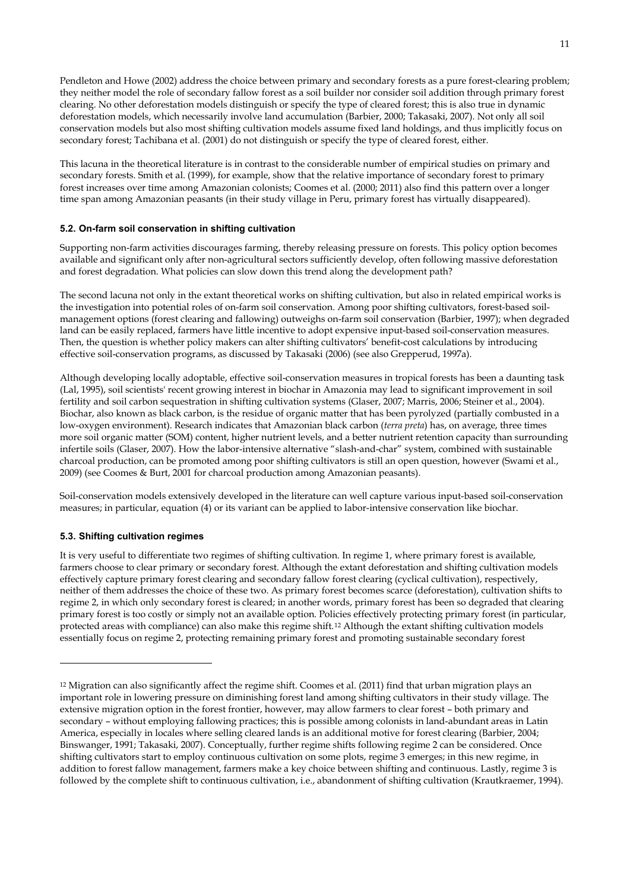Pendleton and Howe (2002) address the choice between primary and secondary forests as a pure forest-clearing problem; they neither model the role of secondary fallow forest as a soil builder nor consider soil addition through primary forest clearing. No other deforestation models distinguish or specify the type of cleared forest; this is also true in dynamic deforestation models, which necessarily involve land accumulation (Barbier, 2000; Takasaki, 2007). Not only all soil conservation models but also most shifting cultivation models assume fixed land holdings, and thus implicitly focus on secondary forest; Tachibana et al. (2001) do not distinguish or specify the type of cleared forest, either.

This lacuna in the theoretical literature is in contrast to the considerable number of empirical studies on primary and secondary forests. Smith et al. (1999), for example, show that the relative importance of secondary forest to primary forest increases over time among Amazonian colonists; Coomes et al. (2000; 2011) also find this pattern over a longer time span among Amazonian peasants (in their study village in Peru, primary forest has virtually disappeared).

### 5.2. On-farm soil conservation in shifting cultivation

Supporting non-farm activities discourages farming, thereby releasing pressure on forests. This policy option becomes available and significant only after non-agricultural sectors sufficiently develop, often following massive deforestation and forest degradation. What policies can slow down this trend along the development path?

The second lacuna not only in the extant theoretical works on shifting cultivation, but also in related empirical works is the investigation into potential roles of on-farm soil conservation. Among poor shifting cultivators, forest-based soil-management options (forest clearing and fallowing) outweighs on-farm soil conservation (Barbier, 1997); when degraded land can be easily replaced, farmers have little incentive to adopt expensive input-based soil-conservation measures. Then, the question is whether policy makers can alter shifting cultivators' benefit-cost calculations by introducing effective soil-conservation programs, as discussed by Takasaki (2006) (see also Grepperud, 1997a).

Although developing locally adoptable, effective soil-conservation measures in tropical forests has been a daunting task (Lal, 1995), soil scientists' recent growing interest in biochar in Amazonia may lead to significant improvement in soil fertility and soil carbon sequestration in shifting cultivation systems (Glaser, 2007; Marris, 2006; Steiner et al., 2004). Biochar, also known as black carbon, is the residue of organic matter that has been pyrolyzed (partially combusted in a low-oxygen environment). Research indicates that Amazonian black carbon (*terra preta*) has, on average, three times more soil organic matter (SOM) content, higher nutrient levels, and a better nutrient retention capacity than surrounding infertile soils (Glaser, 2007). How the labor-intensive alternative "slash-and-char" system, combined with sustainable charcoal production, can be promoted among poor shifting cultivators is still an open question, however (Swami et al., 2009) (see Coomes & Burt, 2001 for charcoal production among Amazonian peasants).

Soil-conservation models extensively developed in the literature can well capture various input-based soil-conservation measures; in particular, equation (4) or its variant can be applied to labor-intensive conservation like biochar.

### 5.3. Shifting cultivation regimes

It is very useful to differentiate two regimes of shifting cultivation. In regime 1, where primary forest is available, farmers choose to clear primary or secondary forest. Although the extant deforestation and shifting cultivation models effectively capture primary forest clearing and secondary fallow forest clearing (cyclical cultivation), respectively, neither of them addresses the choice of these two. As primary forest becomes scarce (deforestation), cultivation shifts to regime 2, in which only secondary forest is cleared; in another words, primary forest has been so degraded that clearing primary forest is too costly or simply not an available option. Policies effectively protecting primary forest (in particular, protected areas with compliance) can also make this regime shift.[12] Although the extant shifting cultivation models essentially focus on regime 2, protecting remaining primary forest and promoting sustainable secondary forest

---

[12] Migration can also significantly affect the regime shift. Coomes et al. (2011) find that urban migration plays an important role in lowering pressure on diminishing forest land among shifting cultivators in their study village. The extensive migration option in the forest frontier, however, may allow farmers to clear forest – both primary and secondary – without employing fallowing practices; this is possible among colonists in land-abundant areas in Latin America, especially in locales where selling cleared lands is an additional motive for forest clearing (Barbier, 2004; Binswanger, 1991; Takasaki, 2007). Conceptually, further regime shifts following regime 2 can be considered. Once shifting cultivators start to employ continuous cultivation on some plots, regime 3 emerges; in this new regime, in addition to forest fallow management, farmers make a key choice between shifting and continuous. Lastly, regime 3 is followed by the complete shift to continuous cultivation, i.e., abandonment of shifting cultivation (Krautkraemer, 1994).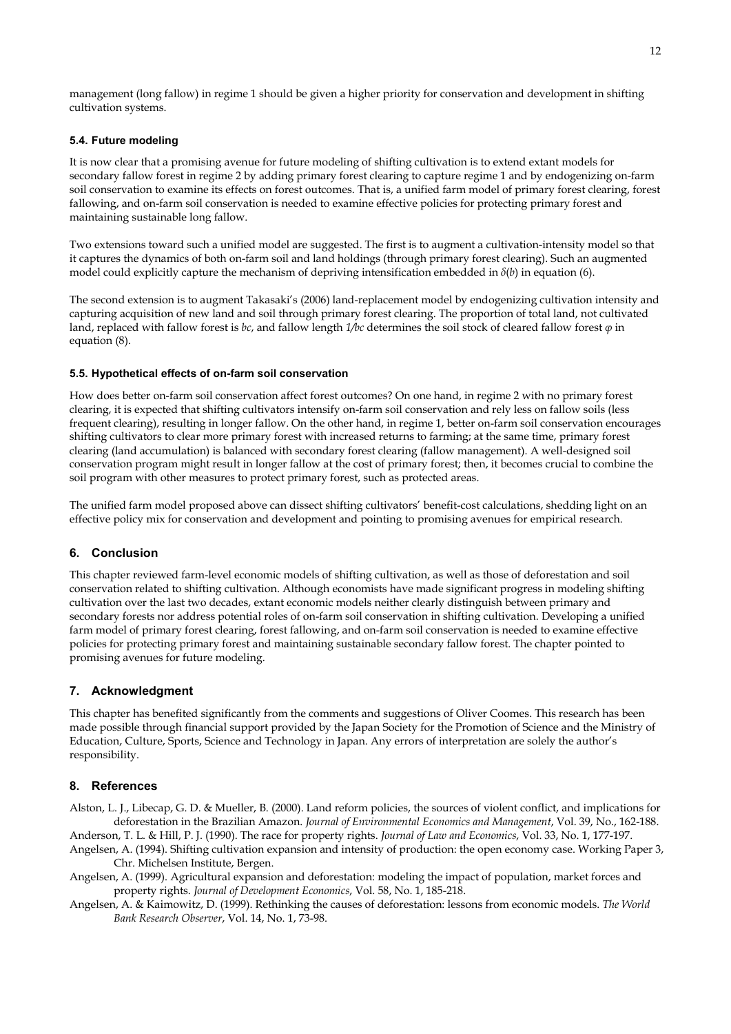management (long fallow) in regime 1 should be given a higher priority for conservation and development in shifting cultivation systems.

### 5.4. Future modeling

It is now clear that a promising avenue for future modeling of shifting cultivation is to extend extant models for secondary fallow forest in regime 2 by adding primary forest clearing to capture regime 1 and by endogenizing on-farm soil conservation to examine its effects on forest outcomes. That is, a unified farm model of primary forest clearing, forest fallowing, and on-farm soil conservation is needed to examine effective policies for protecting primary forest and maintaining sustainable long fallow.

Two extensions toward such a unified model are suggested. The first is to augment a cultivation-intensity model so that it captures the dynamics of both on-farm soil and land holdings (through primary forest clearing). Such an augmented model could explicitly capture the mechanism of depriving intensification embedded in $\delta(b)$ in equation (6).

The second extension is to augment Takasaki's (2006) land-replacement model by endogenizing cultivation intensity and capturing acquisition of new land and soil through primary forest clearing. The proportion of total land, not cultivated land, replaced with fallow forest is $bc$, and fallow length $1/bc$ determines the soil stock of cleared fallow forest $\varphi$ in equation (8).

### 5.5. Hypothetical effects of on-farm soil conservation

How does better on-farm soil conservation affect forest outcomes? On one hand, in regime 2 with no primary forest clearing, it is expected that shifting cultivators intensify on-farm soil conservation and rely less on fallow soils (less frequent clearing), resulting in longer fallow. On the other hand, in regime 1, better on-farm soil conservation encourages shifting cultivators to clear more primary forest with increased returns to farming; at the same time, primary forest clearing (land accumulation) is balanced with secondary forest clearing (fallow management). A well-designed soil conservation program might result in longer fallow at the cost of primary forest; then, it becomes crucial to combine the soil program with other measures to protect primary forest, such as protected areas.

The unified farm model proposed above can dissect shifting cultivators' benefit-cost calculations, shedding light on an effective policy mix for conservation and development and pointing to promising avenues for empirical research.

## 6. Conclusion

This chapter reviewed farm-level economic models of shifting cultivation, as well as those of deforestation and soil conservation related to shifting cultivation. Although economists have made significant progress in modeling shifting cultivation over the last two decades, extant economic models neither clearly distinguish between primary and secondary forests nor address potential roles of on-farm soil conservation in shifting cultivation. Developing a unified farm model of primary forest clearing, forest fallowing, and on-farm soil conservation is needed to examine effective policies for protecting primary forest and maintaining sustainable secondary fallow forest. The chapter pointed to promising avenues for future modeling.

## 7. Acknowledgment

This chapter has benefited significantly from the comments and suggestions of Oliver Coomes. This research has been made possible through financial support provided by the Japan Society for the Promotion of Science and the Ministry of Education, Culture, Sports, Science and Technology in Japan. Any errors of interpretation are solely the author's responsibility.

## 8. References

Alston, L. J., Libecap, G. D. & Mueller, B. (2000). Land reform policies, the sources of violent conflict, and implications for deforestation in the Brazilian Amazon. *Journal of Environmental Economics and Management*, Vol. 39, No., 162-188.

Anderson, T. L. & Hill, P. J. (1990). The race for property rights. *Journal of Law and Economics*, Vol. 33, No. 1, 177-197.

Angelsen, A. (1994). Shifting cultivation expansion and intensity of production: the open economy case. Working Paper 3, Chr. Michelsen Institute, Bergen.

Angelsen, A. (1999). Agricultural expansion and deforestation: modeling the impact of population, market forces and property rights. *Journal of Development Economics*, Vol. 58, No. 1, 185-218.

Angelsen, A. & Kaimowitz, D. (1999). Rethinking the causes of deforestation: lessons from economic models. *The World Bank Research Observer*, Vol. 14, No. 1, 73-98.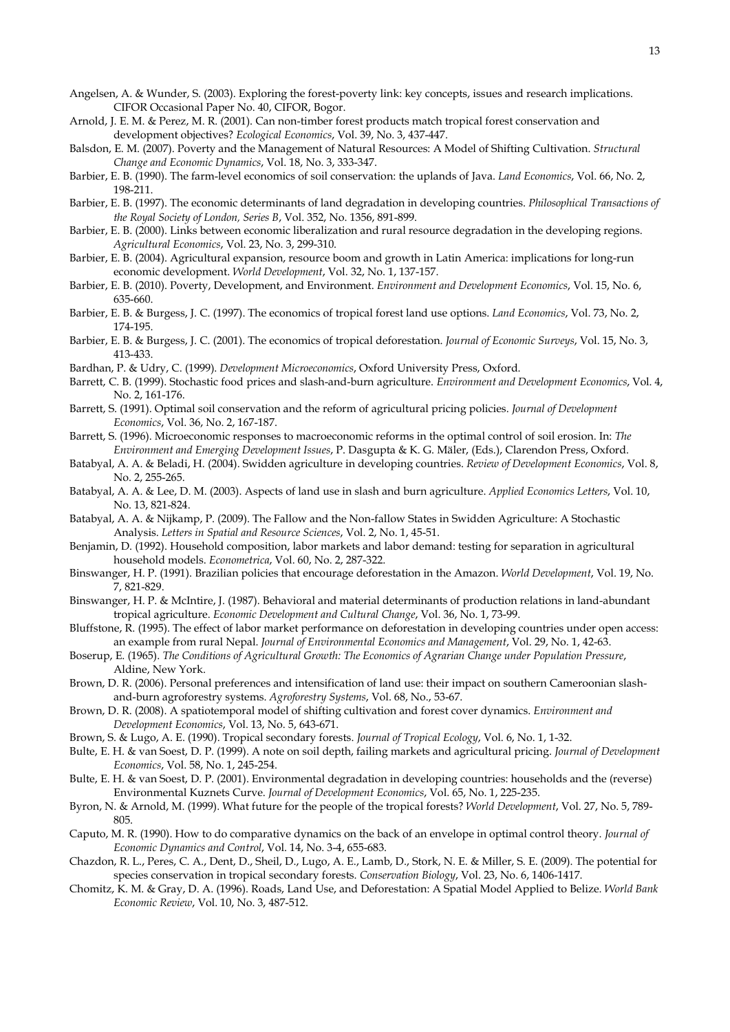Angelsen, A. & Wunder, S. (2003). Exploring the forest-poverty link: key concepts, issues and research implications. CIFOR Occasional Paper No. 40, CIFOR, Bogor.

Arnold, J. E. M. & Perez, M. R. (2001). Can non-timber forest products match tropical forest conservation and development objectives? *Ecological Economics*, Vol. 39, No. 3, 437-447.

Balsdon, E. M. (2007). Poverty and the Management of Natural Resources: A Model of Shifting Cultivation. *Structural Change and Economic Dynamics*, Vol. 18, No. 3, 333-347.

Barbier, E. B. (1990). The farm-level economics of soil conservation: the uplands of Java. *Land Economics*, Vol. 66, No. 2, 198-211.

Barbier, E. B. (1997). The economic determinants of land degradation in developing countries. *Philosophical Transactions of the Royal Society of London, Series B*, Vol. 352, No. 1356, 891-899.

Barbier, E. B. (2000). Links between economic liberalization and rural resource degradation in the developing regions. *Agricultural Economics*, Vol. 23, No. 3, 299-310.

Barbier, E. B. (2004). Agricultural expansion, resource boom and growth in Latin America: implications for long-run economic development. *World Development*, Vol. 32, No. 1, 137-157.

Barbier, E. B. (2010). Poverty, Development, and Environment. *Environment and Development Economics*, Vol. 15, No. 6, 635-660.

Barbier, E. B. & Burgess, J. C. (1997). The economics of tropical forest land use options. *Land Economics*, Vol. 73, No. 2, 174-195.

Barbier, E. B. & Burgess, J. C. (2001). The economics of tropical deforestation. *Journal of Economic Surveys*, Vol. 15, No. 3, 413-433.

Bardhan, P. & Udry, C. (1999). *Development Microeconomics*, Oxford University Press, Oxford.

Barrett, C. B. (1999). Stochastic food prices and slash-and-burn agriculture. *Environment and Development Economics*, Vol. 4, No. 2, 161-176.

Barrett, S. (1991). Optimal soil conservation and the reform of agricultural pricing policies. *Journal of Development Economics*, Vol. 36, No. 2, 167-187.

Barrett, S. (1996). Microeconomic responses to macroeconomic reforms in the optimal control of soil erosion. In: *The Environment and Emerging Development Issues*, P. Dasgupta & K. G. Mäler, (Eds.), Clarendon Press, Oxford.

Batabyal, A. A. & Beladi, H. (2004). Swidden agriculture in developing countries. *Review of Development Economics*, Vol. 8, No. 2, 255-265.

Batabyal, A. A. & Lee, D. M. (2003). Aspects of land use in slash and burn agriculture. *Applied Economics Letters*, Vol. 10, No. 13, 821-824.

Batabyal, A. A. & Nijkamp, P. (2009). The Fallow and the Non-fallow States in Swidden Agriculture: A Stochastic Analysis. *Letters in Spatial and Resource Sciences*, Vol. 2, No. 1, 45-51.

Benjamin, D. (1992). Household composition, labor markets and labor demand: testing for separation in agricultural household models. *Econometrica*, Vol. 60, No. 2, 287-322.

Binswanger, H. P. (1991). Brazilian policies that encourage deforestation in the Amazon. *World Development*, Vol. 19, No. 7, 821-829.

Binswanger, H. P. & McIntire, J. (1987). Behavioral and material determinants of production relations in land-abundant tropical agriculture. *Economic Development and Cultural Change*, Vol. 36, No. 1, 73-99.

Bluffstone, R. (1995). The effect of labor market performance on deforestation in developing countries under open access: an example from rural Nepal. *Journal of Environmental Economics and Management*, Vol. 29, No. 1, 42-63.

Boserup, E. (1965). *The Conditions of Agricultural Growth: The Economics of Agrarian Change under Population Pressure*, Aldine, New York.

Brown, D. R. (2006). Personal preferences and intensification of land use: their impact on southern Cameroonian slash-and-burn agroforestry systems. *Agroforestry Systems*, Vol. 68, No., 53-67.

Brown, D. R. (2008). A spatiotemporal model of shifting cultivation and forest cover dynamics. *Environment and Development Economics*, Vol. 13, No. 5, 643-671.

Brown, S. & Lugo, A. E. (1990). Tropical secondary forests. *Journal of Tropical Ecology*, Vol. 6, No. 1, 1-32.

Bulte, E. H. & van Soest, D. P. (1999). A note on soil depth, failing markets and agricultural pricing. *Journal of Development Economics*, Vol. 58, No. 1, 245-254.

Bulte, E. H. & van Soest, D. P. (2001). Environmental degradation in developing countries: households and the (reverse) Environmental Kuznets Curve. *Journal of Development Economics*, Vol. 65, No. 1, 225-235.

Byron, N. & Arnold, M. (1999). What future for the people of the tropical forests? *World Development*, Vol. 27, No. 5, 789-805.

Caputo, M. R. (1990). How to do comparative dynamics on the back of an envelope in optimal control theory. *Journal of Economic Dynamics and Control*, Vol. 14, No. 3-4, 655-683.

Chazdon, R. L., Peres, C. A., Dent, D., Sheil, D., Lugo, A. E., Lamb, D., Stork, N. E. & Miller, S. E. (2009). The potential for species conservation in tropical secondary forests. *Conservation Biology*, Vol. 23, No. 6, 1406-1417.

Chomitz, K. M. & Gray, D. A. (1996). Roads, Land Use, and Deforestation: A Spatial Model Applied to Belize. *World Bank Economic Review*, Vol. 10, No. 3, 487-512.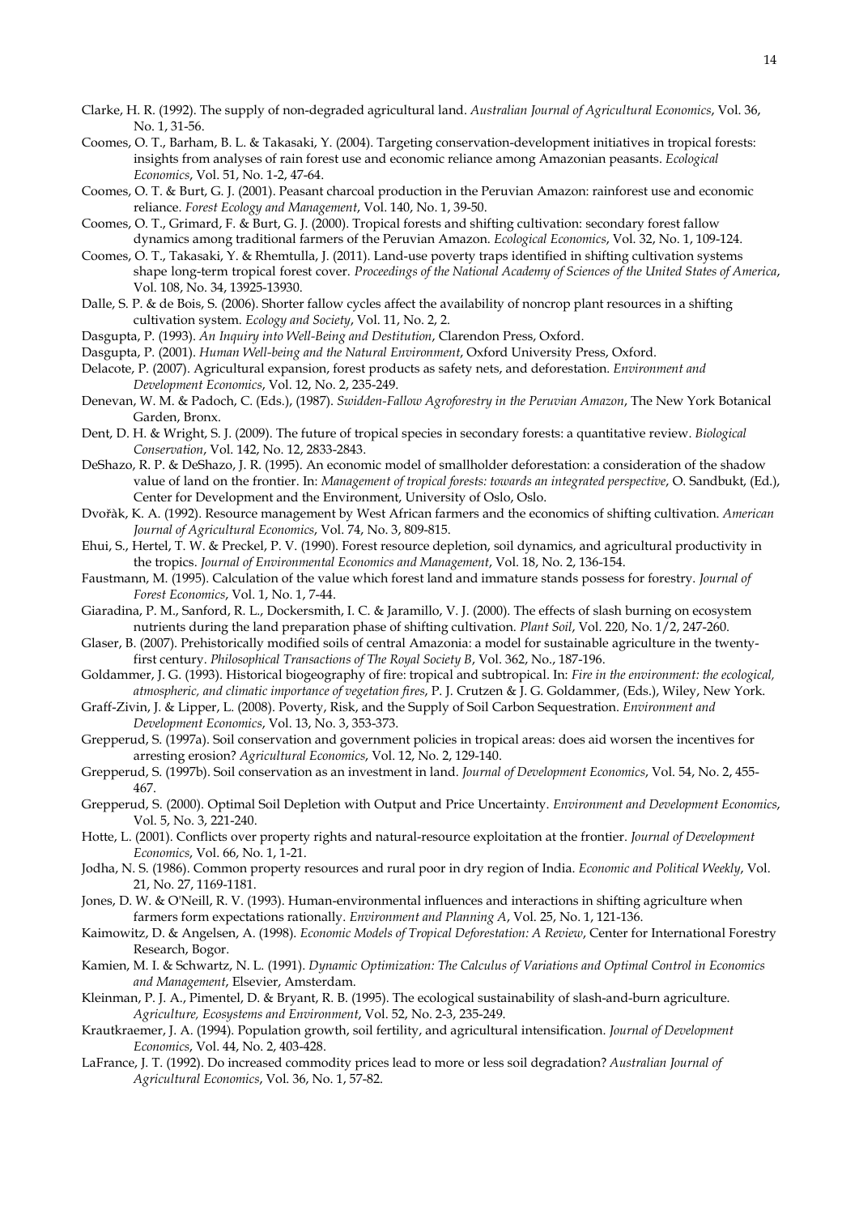Clarke, H. R. (1992). The supply of non-degraded agricultural land. *Australian Journal of Agricultural Economics*, Vol. 36, No. 1, 31-56.

Coomes, O. T., Barham, B. L. & Takasaki, Y. (2004). Targeting conservation-development initiatives in tropical forests: insights from analyses of rain forest use and economic reliance among Amazonian peasants. *Ecological Economics*, Vol. 51, No. 1-2, 47-64.

Coomes, O. T. & Burt, G. J. (2001). Peasant charcoal production in the Peruvian Amazon: rainforest use and economic reliance. *Forest Ecology and Management*, Vol. 140, No. 1, 39-50.

Coomes, O. T., Grimard, F. & Burt, G. J. (2000). Tropical forests and shifting cultivation: secondary forest fallow dynamics among traditional farmers of the Peruvian Amazon. *Ecological Economics*, Vol. 32, No. 1, 109-124.

Coomes, O. T., Takasaki, Y. & Rhemtulla, J. (2011). Land-use poverty traps identified in shifting cultivation systems shape long-term tropical forest cover. *Proceedings of the National Academy of Sciences of the United States of America*, Vol. 108, No. 34, 13925-13930.

Dalle, S. P. & de Bois, S. (2006). Shorter fallow cycles affect the availability of noncrop plant resources in a shifting cultivation system. *Ecology and Society*, Vol. 11, No. 2, 2.

Dasgupta, P. (1993). *An Inquiry into Well-Being and Destitution*, Clarendon Press, Oxford.

Dasgupta, P. (2001). *Human Well-being and the Natural Environment*, Oxford University Press, Oxford.

Delacote, P. (2007). Agricultural expansion, forest products as safety nets, and deforestation. *Environment and Development Economics*, Vol. 12, No. 2, 235-249.

Denevan, W. M. & Padoch, C. (Eds.), (1987). *Swidden-Fallow Agroforestry in the Peruvian Amazon*, The New York Botanical Garden, Bronx.

Dent, D. H. & Wright, S. J. (2009). The future of tropical species in secondary forests: a quantitative review. *Biological Conservation*, Vol. 142, No. 12, 2833-2843.

DeShazo, R. P. & DeShazo, J. R. (1995). An economic model of smallholder deforestation: a consideration of the shadow value of land on the frontier. In: *Management of tropical forests: towards an integrated perspective*, O. Sandbukt, (Ed.), Center for Development and the Environment, University of Oslo, Oslo.

Dvořàk, K. A. (1992). Resource management by West African farmers and the economics of shifting cultivation. *American Journal of Agricultural Economics*, Vol. 74, No. 3, 809-815.

Ehui, S., Hertel, T. W. & Preckel, P. V. (1990). Forest resource depletion, soil dynamics, and agricultural productivity in the tropics. *Journal of Environmental Economics and Management*, Vol. 18, No. 2, 136-154.

Faustmann, M. (1995). Calculation of the value which forest land and immature stands possess for forestry. *Journal of Forest Economics*, Vol. 1, No. 1, 7-44.

Giaradina, P. M., Sanford, R. L., Dockersmith, I. C. & Jaramillo, V. J. (2000). The effects of slash burning on ecosystem nutrients during the land preparation phase of shifting cultivation. *Plant Soil*, Vol. 220, No. 1/2, 247-260.

Glaser, B. (2007). Prehistorically modified soils of central Amazonia: a model for sustainable agriculture in the twenty-first century. *Philosophical Transactions of The Royal Society B*, Vol. 362, No., 187-196.

Goldammer, J. G. (1993). Historical biogeography of fire: tropical and subtropical. In: *Fire in the environment: the ecological, atmospheric, and climatic importance of vegetation fires*, P. J. Crutzen & J. G. Goldammer, (Eds.), Wiley, New York.

Graff-Zivin, J. & Lipper, L. (2008). Poverty, Risk, and the Supply of Soil Carbon Sequestration. *Environment and Development Economics*, Vol. 13, No. 3, 353-373.

Grepperud, S. (1997a). Soil conservation and government policies in tropical areas: does aid worsen the incentives for arresting erosion? *Agricultural Economics*, Vol. 12, No. 2, 129-140.

Grepperud, S. (1997b). Soil conservation as an investment in land. *Journal of Development Economics*, Vol. 54, No. 2, 455-467.

Grepperud, S. (2000). Optimal Soil Depletion with Output and Price Uncertainty. *Environment and Development Economics*, Vol. 5, No. 3, 221-240.

Hotte, L. (2001). Conflicts over property rights and natural-resource exploitation at the frontier. *Journal of Development Economics*, Vol. 66, No. 1, 1-21.

Jodha, N. S. (1986). Common property resources and rural poor in dry region of India. *Economic and Political Weekly*, Vol. 21, No. 27, 1169-1181.

Jones, D. W. & O'Neill, R. V. (1993). Human-environmental influences and interactions in shifting agriculture when farmers form expectations rationally. *Environment and Planning A*, Vol. 25, No. 1, 121-136.

Kaimowitz, D. & Angelsen, A. (1998). *Economic Models of Tropical Deforestation: A Review*, Center for International Forestry Research, Bogor.

Kamien, M. I. & Schwartz, N. L. (1991). *Dynamic Optimization: The Calculus of Variations and Optimal Control in Economics and Management*, Elsevier, Amsterdam.

Kleinman, P. J. A., Pimentel, D. & Bryant, R. B. (1995). The ecological sustainability of slash-and-burn agriculture. *Agriculture, Ecosystems and Environment*, Vol. 52, No. 2-3, 235-249.

Krautkraemer, J. A. (1994). Population growth, soil fertility, and agricultural intensification. *Journal of Development Economics*, Vol. 44, No. 2, 403-428.

LaFrance, J. T. (1992). Do increased commodity prices lead to more or less soil degradation? *Australian Journal of Agricultural Economics*, Vol. 36, No. 1, 57-82.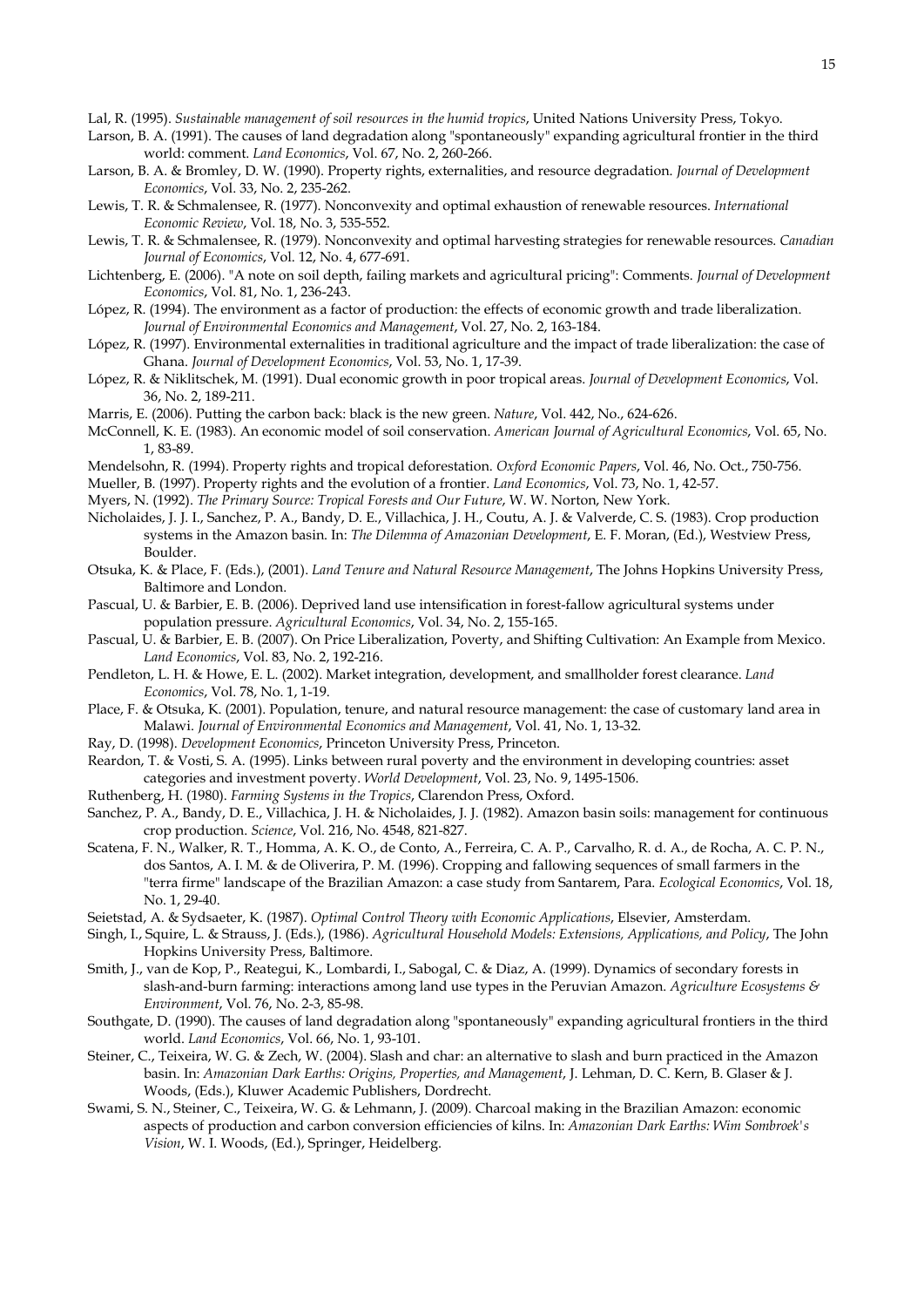Lal, R. (1995). *Sustainable management of soil resources in the humid tropics*, United Nations University Press, Tokyo.

Larson, B. A. (1991). The causes of land degradation along "spontaneously" expanding agricultural frontier in the third world: comment. *Land Economics*, Vol. 67, No. 2, 260-266.

Larson, B. A. & Bromley, D. W. (1990). Property rights, externalities, and resource degradation. *Journal of Development Economics*, Vol. 33, No. 2, 235-262.

Lewis, T. R. & Schmalensee, R. (1977). Nonconvexity and optimal exhaustion of renewable resources. *International Economic Review*, Vol. 18, No. 3, 535-552.

Lewis, T. R. & Schmalensee, R. (1979). Nonconvexity and optimal harvesting strategies for renewable resources. *Canadian Journal of Economics*, Vol. 12, No. 4, 677-691.

Lichtenberg, E. (2006). "A note on soil depth, failing markets and agricultural pricing": Comments. *Journal of Development Economics*, Vol. 81, No. 1, 236-243.

López, R. (1994). The environment as a factor of production: the effects of economic growth and trade liberalization. *Journal of Environmental Economics and Management*, Vol. 27, No. 2, 163-184.

López, R. (1997). Environmental externalities in traditional agriculture and the impact of trade liberalization: the case of Ghana. *Journal of Development Economics*, Vol. 53, No. 1, 17-39.

López, R. & Niklitschek, M. (1991). Dual economic growth in poor tropical areas. *Journal of Development Economics*, Vol. 36, No. 2, 189-211.

Marris, E. (2006). Putting the carbon back: black is the new green. *Nature*, Vol. 442, No., 624-626.

McConnell, K. E. (1983). An economic model of soil conservation. *American Journal of Agricultural Economics*, Vol. 65, No. 1, 83-89.

Mendelsohn, R. (1994). Property rights and tropical deforestation. *Oxford Economic Papers*, Vol. 46, No. Oct., 750-756.

Mueller, B. (1997). Property rights and the evolution of a frontier. *Land Economics*, Vol. 73, No. 1, 42-57.

Myers, N. (1992). *The Primary Source: Tropical Forests and Our Future*, W. W. Norton, New York.

Nicholaides, J. J. I., Sanchez, P. A., Bandy, D. E., Villachica, J. H., Coutu, A. J. & Valverde, C. S. (1983). Crop production systems in the Amazon basin. In: *The Dilemma of Amazonian Development*, E. F. Moran, (Ed.), Westview Press, Boulder.

Otsuka, K. & Place, F. (Eds.), (2001). *Land Tenure and Natural Resource Management*, The Johns Hopkins University Press, Baltimore and London.

Pascual, U. & Barbier, E. B. (2006). Deprived land use intensification in forest-fallow agricultural systems under population pressure. *Agricultural Economics*, Vol. 34, No. 2, 155-165.

Pascual, U. & Barbier, E. B. (2007). On Price Liberalization, Poverty, and Shifting Cultivation: An Example from Mexico. *Land Economics*, Vol. 83, No. 2, 192-216.

Pendleton, L. H. & Howe, E. L. (2002). Market integration, development, and smallholder forest clearance. *Land Economics*, Vol. 78, No. 1, 1-19.

Place, F. & Otsuka, K. (2001). Population, tenure, and natural resource management: the case of customary land area in Malawi. *Journal of Environmental Economics and Management*, Vol. 41, No. 1, 13-32.

Ray, D. (1998). *Development Economics*, Princeton University Press, Princeton.

Reardon, T. & Vosti, S. A. (1995). Links between rural poverty and the environment in developing countries: asset categories and investment poverty. *World Development*, Vol. 23, No. 9, 1495-1506.

Ruthenberg, H. (1980). *Farming Systems in the Tropics*, Clarendon Press, Oxford.

Sanchez, P. A., Bandy, D. E., Villachica, J. H. & Nicholaides, J. J. (1982). Amazon basin soils: management for continuous crop production. *Science*, Vol. 216, No. 4548, 821-827.

Scatena, F. N., Walker, R. T., Homma, A. K. O., de Conto, A., Ferreira, C. A. P., Carvalho, R. d. A., de Rocha, A. C. P. N., dos Santos, A. I. M. & de Oliverira, P. M. (1996). Cropping and fallowing sequences of small farmers in the "terra firme" landscape of the Brazilian Amazon: a case study from Santarem, Para. *Ecological Economics*, Vol. 18, No. 1, 29-40.

Seietstad, A. & Sydsaeter, K. (1987). *Optimal Control Theory with Economic Applications*, Elsevier, Amsterdam.

Singh, I., Squire, L. & Strauss, J. (Eds.), (1986). *Agricultural Household Models: Extensions, Applications, and Policy*, The John Hopkins University Press, Baltimore.

Smith, J., van de Kop, P., Reategui, K., Lombardi, I., Sabogal, C. & Diaz, A. (1999). Dynamics of secondary forests in slash-and-burn farming: interactions among land use types in the Peruvian Amazon. *Agriculture Ecosystems & Environment*, Vol. 76, No. 2-3, 85-98.

Southgate, D. (1990). The causes of land degradation along "spontaneously" expanding agricultural frontiers in the third world. *Land Economics*, Vol. 66, No. 1, 93-101.

Steiner, C., Teixeira, W. G. & Zech, W. (2004). Slash and char: an alternative to slash and burn practiced in the Amazon basin. In: *Amazonian Dark Earths: Origins, Properties, and Management*, J. Lehman, D. C. Kern, B. Glaser & J. Woods, (Eds.), Kluwer Academic Publishers, Dordrecht.

Swami, S. N., Steiner, C., Teixeira, W. G. & Lehmann, J. (2009). Charcoal making in the Brazilian Amazon: economic aspects of production and carbon conversion efficiencies of kilns. In: *Amazonian Dark Earths: Wim Sombroek's Vision*, W. I. Woods, (Ed.), Springer, Heidelberg.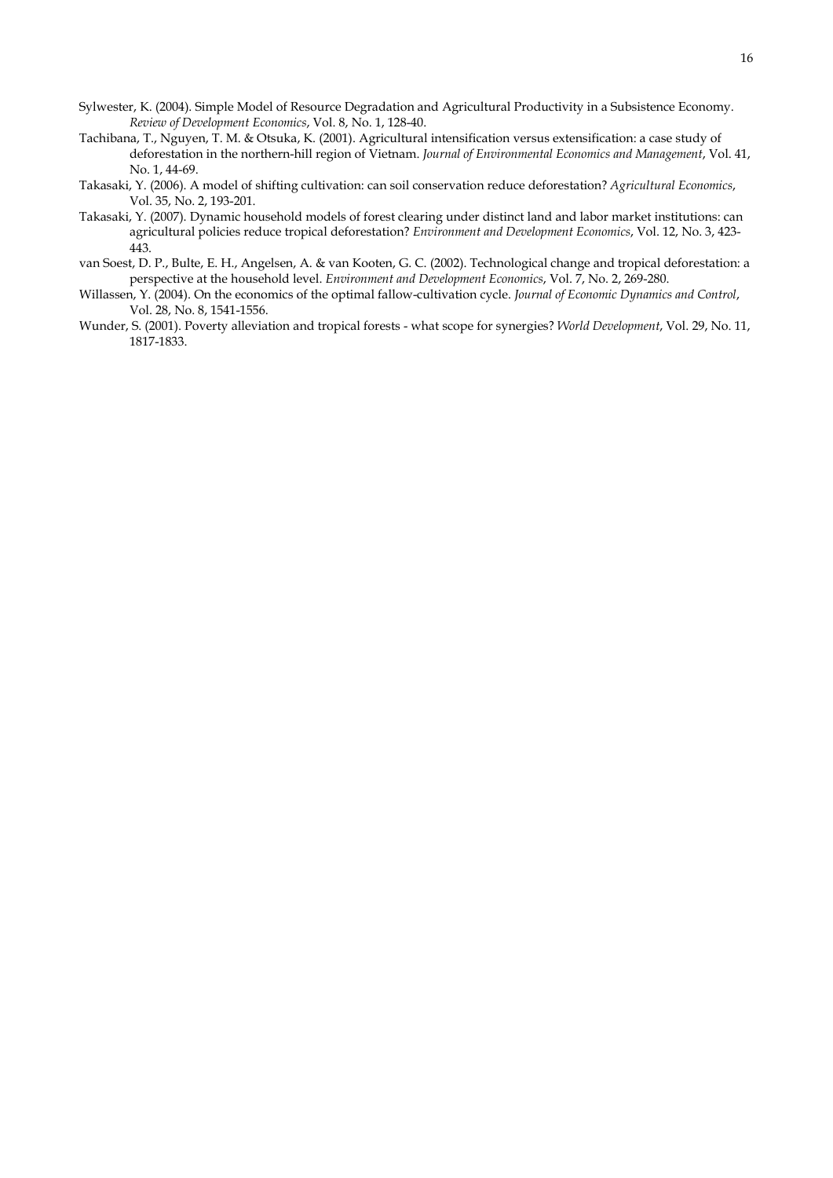Sylwester, K. (2004). Simple Model of Resource Degradation and Agricultural Productivity in a Subsistence Economy. *Review of Development Economics*, Vol. 8, No. 1, 128-40.

Tachibana, T., Nguyen, T. M. & Otsuka, K. (2001). Agricultural intensification versus extensification: a case study of deforestation in the northern-hill region of Vietnam. *Journal of Environmental Economics and Management*, Vol. 41, No. 1, 44-69.

Takasaki, Y. (2006). A model of shifting cultivation: can soil conservation reduce deforestation? *Agricultural Economics*, Vol. 35, No. 2, 193-201.

Takasaki, Y. (2007). Dynamic household models of forest clearing under distinct land and labor market institutions: can agricultural policies reduce tropical deforestation? *Environment and Development Economics*, Vol. 12, No. 3, 423-443.

van Soest, D. P., Bulte, E. H., Angelsen, A. & van Kooten, G. C. (2002). Technological change and tropical deforestation: a perspective at the household level. *Environment and Development Economics*, Vol. 7, No. 2, 269-280.

Willassen, Y. (2004). On the economics of the optimal fallow-cultivation cycle. *Journal of Economic Dynamics and Control*, Vol. 28, No. 8, 1541-1556.

Wunder, S. (2001). Poverty alleviation and tropical forests - what scope for synergies? *World Development*, Vol. 29, No. 11, 1817-1833.